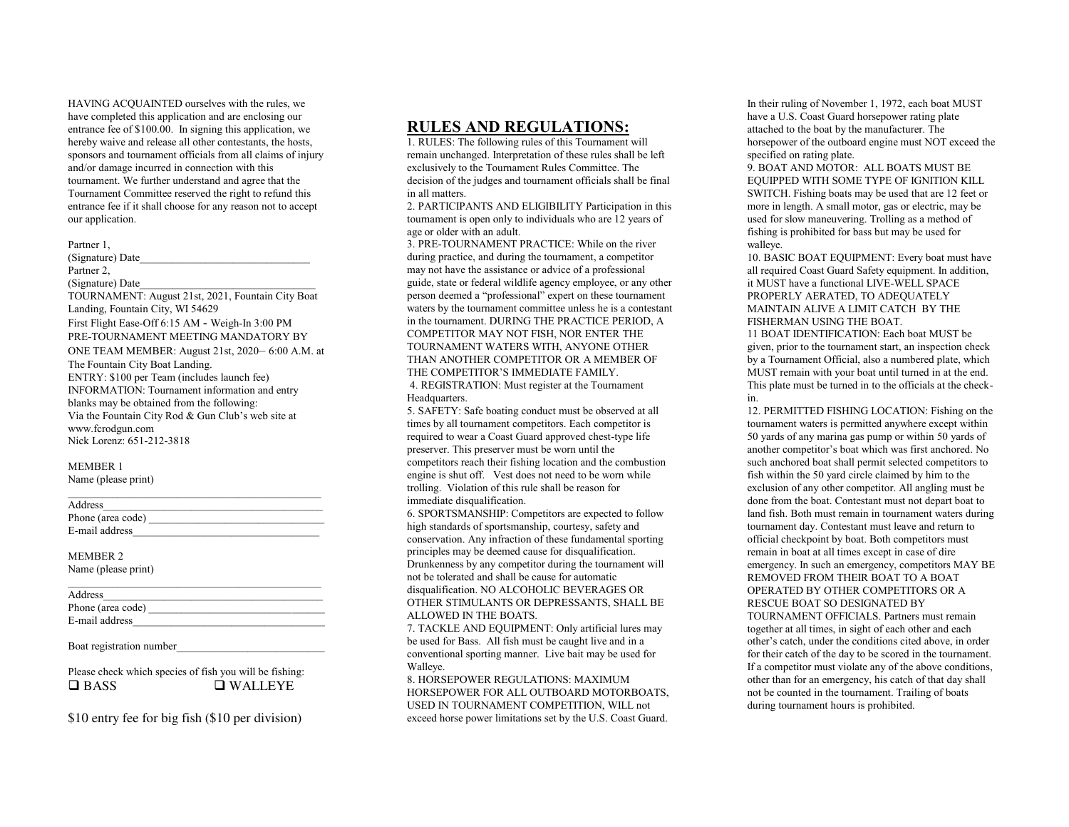HAVING ACQUAINTED ourselves with the rules, we have completed this application and are enclosing our entrance fee of $100.00. In signing this application, we hereby waive and release all other contestants, the hosts, sponsors and tournament officials from all claims of injury and/or damage incurred in connection with this tournament. We further understand and agree that the Tournament Committee reserved the right to refund this entrance fee if it shall choose for any reason not to accept our application.

Partner 1,
(Signature) Date_______________________________
Partner 2,
(Signature) Date_______________________________
TOURNAMENT: August 21st, 2021, Fountain City Boat Landing, Fountain City, WI 54629
First Flight Ease-Off 6:15 AM - Weigh-In 3:00 PM
PRE-TOURNAMENT MEETING MANDATORY BY ONE TEAM MEMBER: August 21st, 2020– 6:00 A.M. at The Fountain City Boat Landing.
ENTRY: $100 per Team (includes launch fee)
INFORMATION: Tournament information and entry blanks may be obtained from the following:
Via the Fountain City Rod & Gun Club's web site at www.fcrodgun.com
Nick Lorenz: 651-212-3818

MEMBER 1
Name (please print)
_______________________________________________
Address________________________________________
Phone (area code) ________________________________
E-mail address___________________________________

MEMBER 2
Name (please print)
_______________________________________________
Address________________________________________
Phone (area code) ________________________________
E-mail address___________________________________

Boat registration number___________________________

Please check which species of fish you will be fishing:
❑ BASS ❑ WALLEYE

$10 entry fee for big fish ($10 per division)

## RULES AND REGULATIONS:

1. RULES: The following rules of this Tournament will remain unchanged. Interpretation of these rules shall be left exclusively to the Tournament Rules Committee. The decision of the judges and tournament officials shall be final in all matters.
2. PARTICIPANTS AND ELIGIBILITY Participation in this tournament is open only to individuals who are 12 years of age or older with an adult.
3. PRE-TOURNAMENT PRACTICE: While on the river during practice, and during the tournament, a competitor may not have the assistance or advice of a professional guide, state or federal wildlife agency employee, or any other person deemed a "professional" expert on these tournament waters by the tournament committee unless he is a contestant in the tournament. DURING THE PRACTICE PERIOD, A COMPETITOR MAY NOT FISH, NOR ENTER THE TOURNAMENT WATERS WITH, ANYONE OTHER THAN ANOTHER COMPETITOR OR A MEMBER OF THE COMPETITOR'S IMMEDIATE FAMILY.
4. REGISTRATION: Must register at the Tournament Headquarters.
5. SAFETY: Safe boating conduct must be observed at all times by all tournament competitors. Each competitor is required to wear a Coast Guard approved chest-type life preserver. This preserver must be worn until the competitors reach their fishing location and the combustion engine is shut off. Vest does not need to be worn while trolling. Violation of this rule shall be reason for immediate disqualification.
6. SPORTSMANSHIP: Competitors are expected to follow high standards of sportsmanship, courtesy, safety and conservation. Any infraction of these fundamental sporting principles may be deemed cause for disqualification. Drunkenness by any competitor during the tournament will not be tolerated and shall be cause for automatic disqualification. NO ALCOHOLIC BEVERAGES OR OTHER STIMULANTS OR DEPRESSANTS, SHALL BE ALLOWED IN THE BOATS.
7. TACKLE AND EQUIPMENT: Only artificial lures may be used for Bass. All fish must be caught live and in a conventional sporting manner. Live bait may be used for Walleye.
8. HORSEPOWER REGULATIONS: MAXIMUM HORSEPOWER FOR ALL OUTBOARD MOTORBOATS, USED IN TOURNAMENT COMPETITION, WILL not exceed horse power limitations set by the U.S. Coast Guard. In their ruling of November 1, 1972, each boat MUST have a U.S. Coast Guard horsepower rating plate attached to the boat by the manufacturer. The horsepower of the outboard engine must NOT exceed the specified on rating plate.
9. BOAT AND MOTOR: ALL BOATS MUST BE EQUIPPED WITH SOME TYPE OF IGNITION KILL SWITCH. Fishing boats may be used that are 12 feet or more in length. A small motor, gas or electric, may be used for slow maneuvering. Trolling as a method of fishing is prohibited for bass but may be used for walleye.
10. BASIC BOAT EQUIPMENT: Every boat must have all required Coast Guard Safety equipment. In addition, it MUST have a functional LIVE-WELL SPACE PROPERLY AERATED, TO ADEQUATELY MAINTAIN ALIVE A LIMIT CATCH BY THE FISHERMAN USING THE BOAT.
11 BOAT IDENTIFICATION: Each boat MUST be given, prior to the tournament start, an inspection check by a Tournament Official, also a numbered plate, which MUST remain with your boat until turned in at the end. This plate must be turned in to the officials at the check-in.
12. PERMITTED FISHING LOCATION: Fishing on the tournament waters is permitted anywhere except within 50 yards of any marina gas pump or within 50 yards of another competitor's boat which was first anchored. No such anchored boat shall permit selected competitors to fish within the 50 yard circle claimed by him to the exclusion of any other competitor. All angling must be done from the boat. Contestant must not depart boat to land fish. Both must remain in tournament waters during tournament day. Contestant must leave and return to official checkpoint by boat. Both competitors must remain in boat at all times except in case of dire emergency. In such an emergency, competitors MAY BE REMOVED FROM THEIR BOAT TO A BOAT OPERATED BY OTHER COMPETITORS OR A RESCUE BOAT SO DESIGNATED BY TOURNAMENT OFFICIALS. Partners must remain together at all times, in sight of each other and each other's catch, under the conditions cited above, in order for their catch of the day to be scored in the tournament. If a competitor must violate any of the above conditions, other than for an emergency, his catch of that day shall not be counted in the tournament. Trailing of boats during tournament hours is prohibited.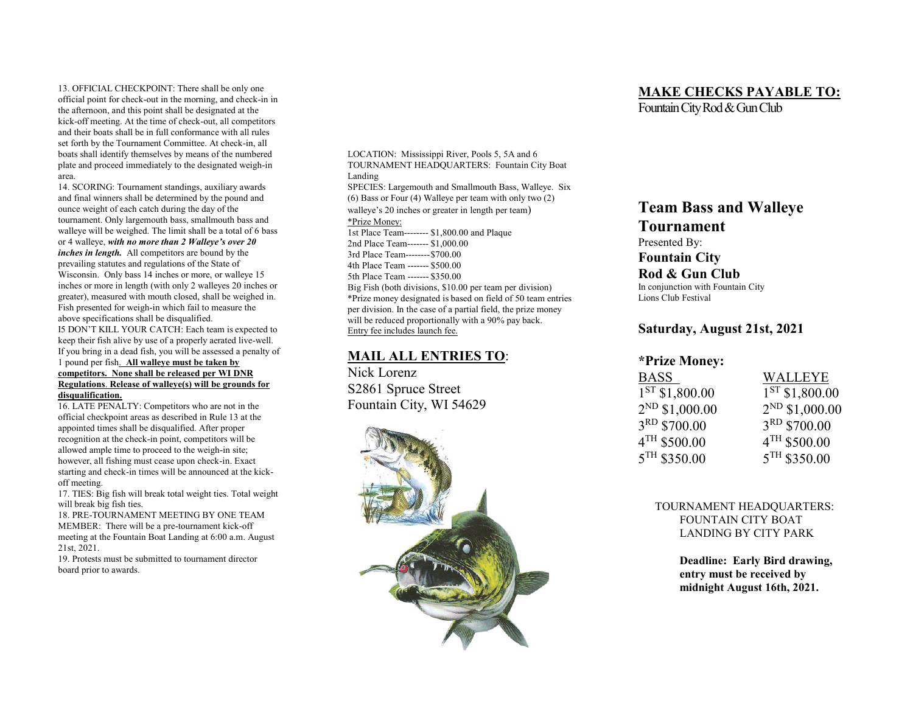13. OFFICIAL CHECKPOINT: There shall be only one official point for check-out in the morning, and check-in in the afternoon, and this point shall be designated at the kick-off meeting. At the time of check-out, all competitors and their boats shall be in full conformance with all rules set forth by the Tournament Committee. At check-in, all boats shall identify themselves by means of the numbered plate and proceed immediately to the designated weigh-in area.

14. SCORING: Tournament standings, auxiliary awards and final winners shall be determined by the pound and ounce weight of each catch during the day of the tournament. Only largemouth bass, smallmouth bass and walleye will be weighed. The limit shall be a total of 6 bass or 4 walleye, ***with no more than 2 Walleye's over 20 inches in length.*** All competitors are bound by the prevailing statutes and regulations of the State of Wisconsin. Only bass 14 inches or more, or walleye 15 inches or more in length (with only 2 walleyes 20 inches or greater), measured with mouth closed, shall be weighed in. Fish presented for weigh-in which fail to measure the above specifications shall be disqualified.

I5 DON'T KILL YOUR CATCH: Each team is expected to keep their fish alive by use of a properly aerated live-well. If you bring in a dead fish, you will be assessed a penalty of 1 pound per fish. **All walleye must be taken by competitors. None shall be released per WI DNR Regulations. Release of walleye(s) will be grounds for disqualification.**

16. LATE PENALTY: Competitors who are not in the official checkpoint areas as described in Rule 13 at the appointed times shall be disqualified. After proper recognition at the check-in point, competitors will be allowed ample time to proceed to the weigh-in site; however, all fishing must cease upon check-in. Exact starting and check-in times will be announced at the kick-off meeting.

17. TIES: Big fish will break total weight ties. Total weight will break big fish ties.

18. PRE-TOURNAMENT MEETING BY ONE TEAM MEMBER: There will be a pre-tournament kick-off meeting at the Fountain Boat Landing at 6:00 a.m. August 21st, 2021.

19. Protests must be submitted to tournament director board prior to awards.

LOCATION: Mississippi River, Pools 5, 5A and 6
TOURNAMENT HEADQUARTERS: Fountain City Boat Landing
SPECIES: Largemouth and Smallmouth Bass, Walleye. Six (6) Bass or Four (4) Walleye per team with only two (2) walleye's 20 inches or greater in length per team)

*Prize Money:*
1st Place Team-------- $1,800.00 and Plaque
2nd Place Team------- $1,000.00
3rd Place Team--------$700.00
4th Place Team ------- $500.00
5th Place Team ------- $350.00
Big Fish (both divisions, $10.00 per team per division)
*Prize money designated is based on field of 50 team entries per division. In the case of a partial field, the prize money will be reduced proportionally with a 90% pay back.
Entry fee includes launch fee.

## MAIL ALL ENTRIES TO:

Nick Lorenz
S2861 Spruce Street
Fountain City, WI 54629

## MAKE CHECKS PAYABLE TO:

Fountain City Rod & Gun Club

# Team Bass and Walleye Tournament

Presented By:

## Fountain City Rod & Gun Club

In conjunction with Fountain City Lions Club Festival

## Saturday, August 21st, 2021

## *Prize Money:

| BASS | WALLEYE |
|---|---|
| 1ST $1,800.00 | 1ST $1,800.00 |
| 2ND $1,000.00 | 2ND $1,000.00 |
| 3RD $700.00 | 3RD $700.00 |
| 4TH $500.00 | 4TH $500.00 |
| 5TH $350.00 | 5TH $350.00 |

TOURNAMENT HEADQUARTERS:
FOUNTAIN CITY BOAT LANDING BY CITY PARK

**Deadline: Early Bird drawing, entry must be received by midnight August 16th, 2021.**